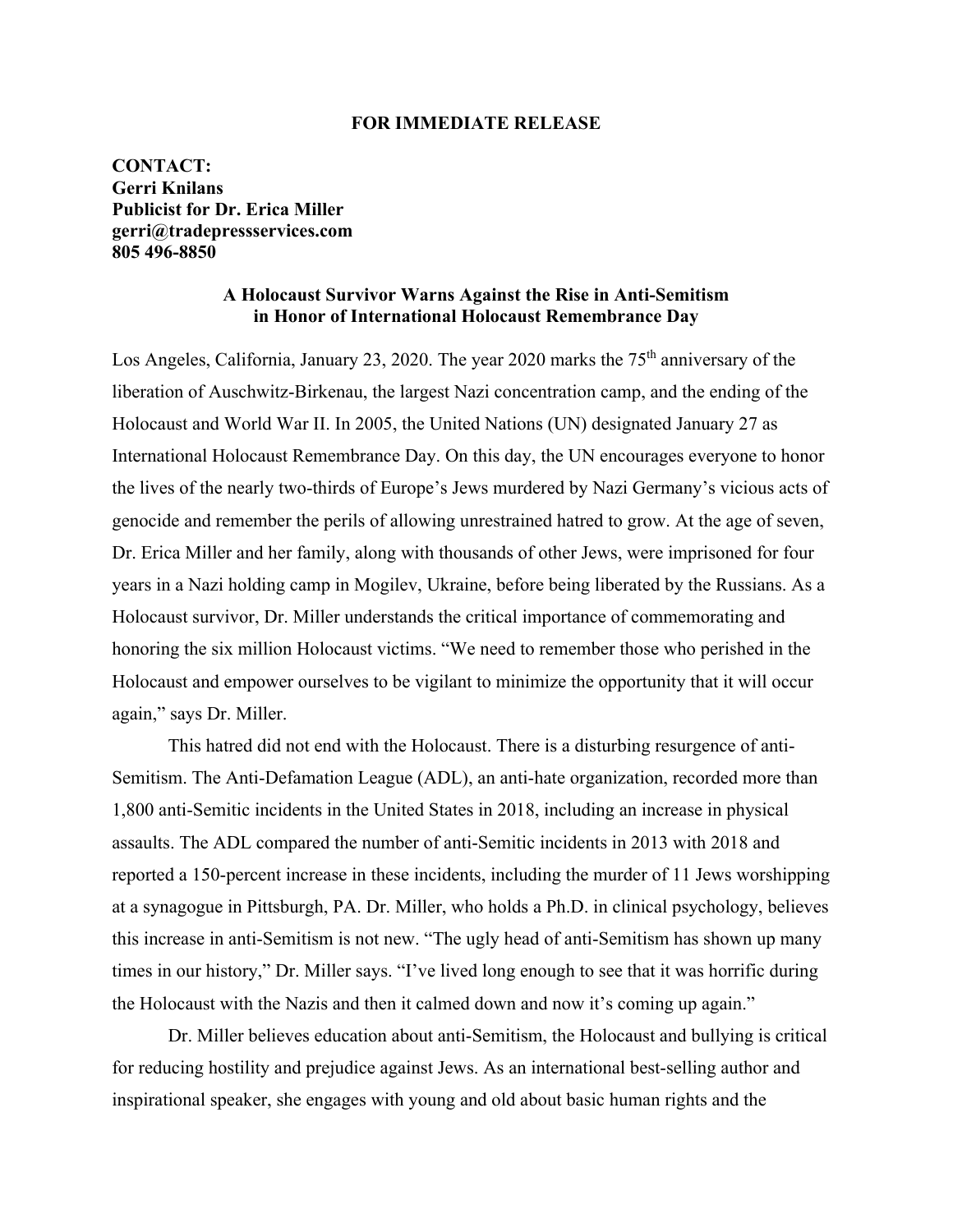**FOR IMMEDIATE RELEASE**

**CONTACT:**
**Gerri Knilans**
**Publicist for Dr. Erica Miller**
**gerri@tradepressservices.com**
**805 496-8850**

**A Holocaust Survivor Warns Against the Rise in Anti-Semitism in Honor of International Holocaust Remembrance Day**

Los Angeles, California, January 23, 2020. The year 2020 marks the 75th anniversary of the liberation of Auschwitz-Birkenau, the largest Nazi concentration camp, and the ending of the Holocaust and World War II. In 2005, the United Nations (UN) designated January 27 as International Holocaust Remembrance Day. On this day, the UN encourages everyone to honor the lives of the nearly two-thirds of Europe's Jews murdered by Nazi Germany's vicious acts of genocide and remember the perils of allowing unrestrained hatred to grow. At the age of seven, Dr. Erica Miller and her family, along with thousands of other Jews, were imprisoned for four years in a Nazi holding camp in Mogilev, Ukraine, before being liberated by the Russians. As a Holocaust survivor, Dr. Miller understands the critical importance of commemorating and honoring the six million Holocaust victims. "We need to remember those who perished in the Holocaust and empower ourselves to be vigilant to minimize the opportunity that it will occur again," says Dr. Miller.

This hatred did not end with the Holocaust. There is a disturbing resurgence of anti-Semitism. The Anti-Defamation League (ADL), an anti-hate organization, recorded more than 1,800 anti-Semitic incidents in the United States in 2018, including an increase in physical assaults. The ADL compared the number of anti-Semitic incidents in 2013 with 2018 and reported a 150-percent increase in these incidents, including the murder of 11 Jews worshipping at a synagogue in Pittsburgh, PA. Dr. Miller, who holds a Ph.D. in clinical psychology, believes this increase in anti-Semitism is not new. "The ugly head of anti-Semitism has shown up many times in our history," Dr. Miller says. "I've lived long enough to see that it was horrific during the Holocaust with the Nazis and then it calmed down and now it's coming up again."

Dr. Miller believes education about anti-Semitism, the Holocaust and bullying is critical for reducing hostility and prejudice against Jews. As an international best-selling author and inspirational speaker, she engages with young and old about basic human rights and the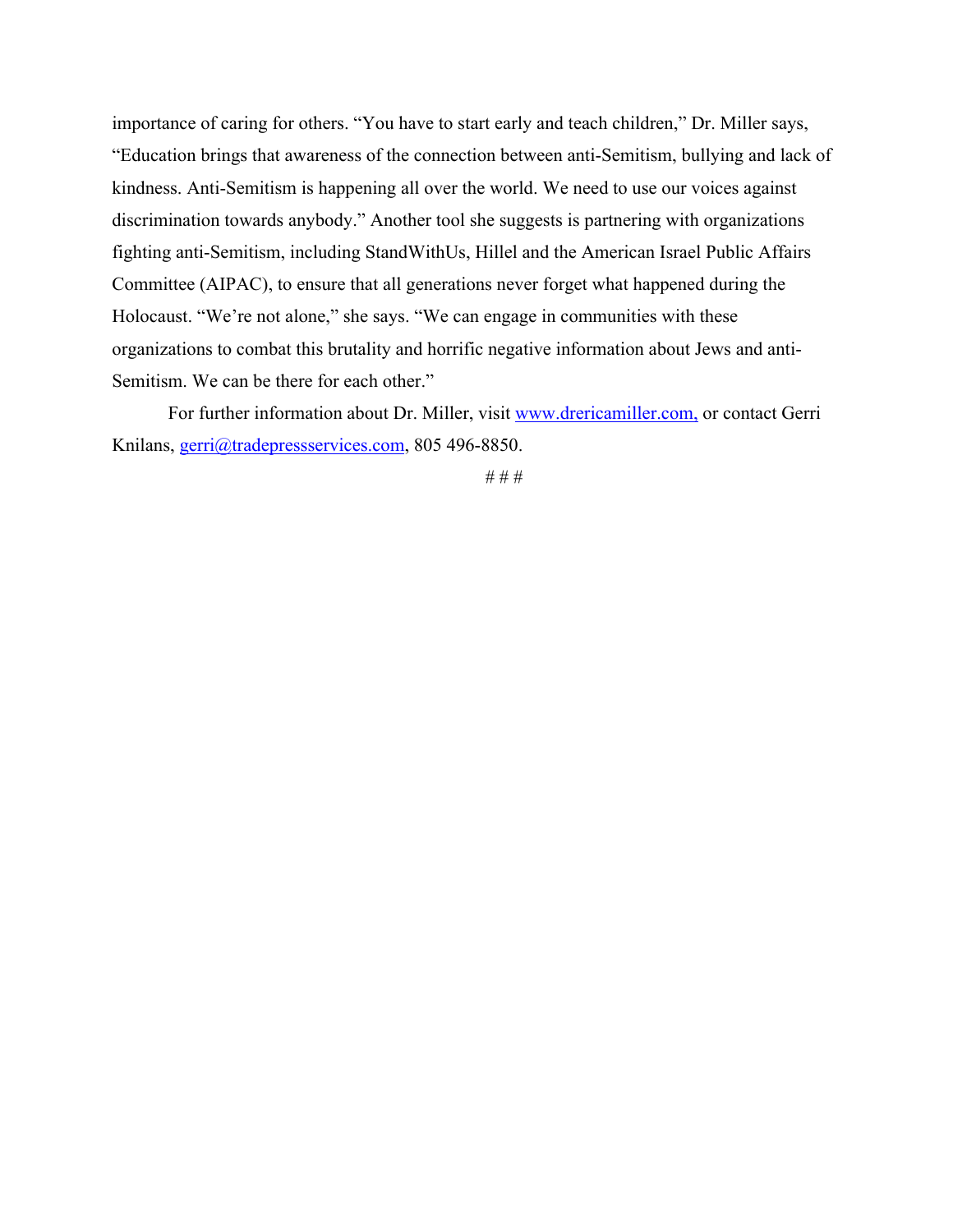importance of caring for others. "You have to start early and teach children," Dr. Miller says, "Education brings that awareness of the connection between anti-Semitism, bullying and lack of kindness. Anti-Semitism is happening all over the world. We need to use our voices against discrimination towards anybody." Another tool she suggests is partnering with organizations fighting anti-Semitism, including StandWithUs, Hillel and the American Israel Public Affairs Committee (AIPAC), to ensure that all generations never forget what happened during the Holocaust. "We're not alone," she says. "We can engage in communities with these organizations to combat this brutality and horrific negative information about Jews and anti-Semitism. We can be there for each other."

For further information about Dr. Miller, visit www.drericamiller.com, or contact Gerri Knilans, gerri@tradepressservices.com, 805 496-8850.

# # #